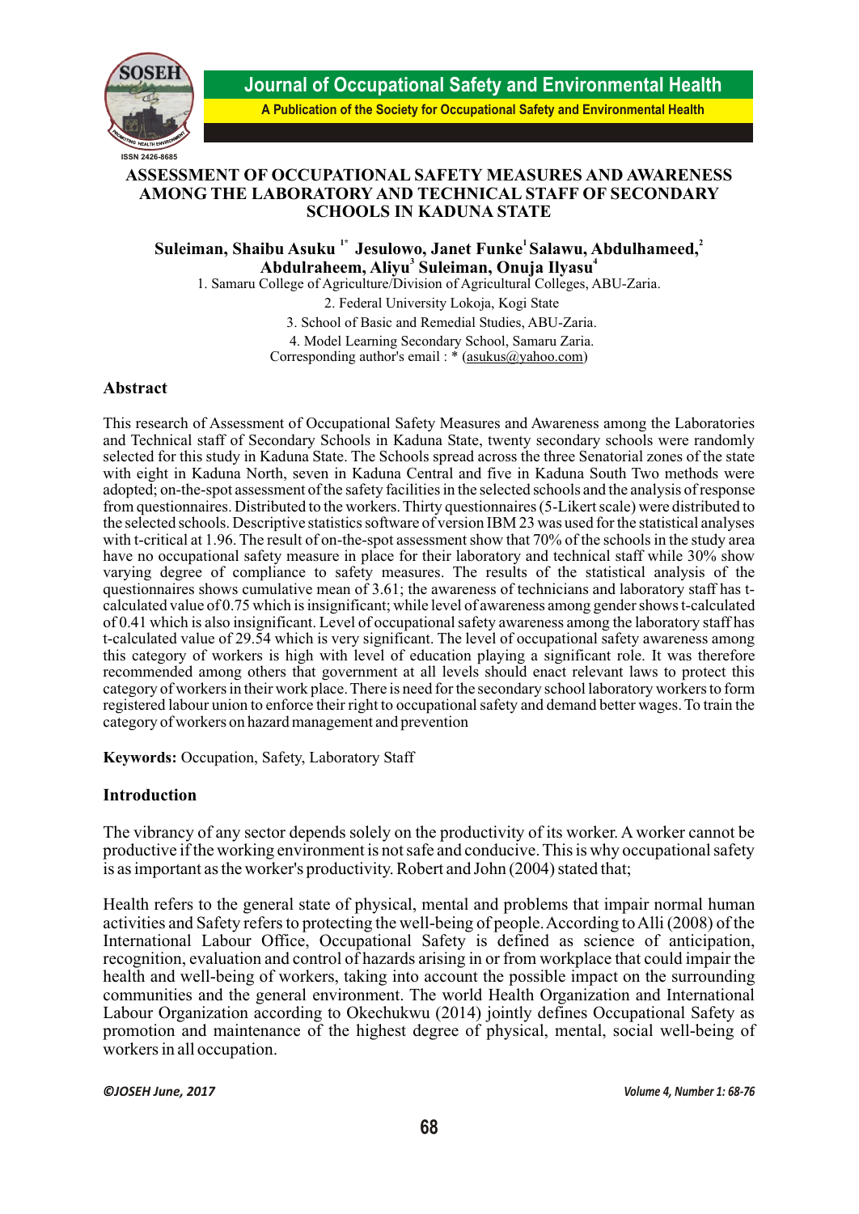# ASSESSMENT OF OCCUPATIONAL SAFETY MEASURES AND AWARENESS AMONG THE LABORATORY AND TECHNICAL STAFF OF SECONDARY SCHOOLS IN KADUNA STATE

**Suleiman, Shaibu Asuku [1*] Jesulowo, Janet Funke[1] Salawu, Abdulhameed,[2] Abdulraheem, Aliyu[3] Suleiman, Onuja Ilyasu[4]**

1. Samaru College of Agriculture/Division of Agricultural Colleges, ABU-Zaria.
2. Federal University Lokoja, Kogi State
3. School of Basic and Remedial Studies, ABU-Zaria.
4. Model Learning Secondary School, Samaru Zaria.

Corresponding author's email : * (asukus@yahoo.com)

## Abstract

This research of Assessment of Occupational Safety Measures and Awareness among the Laboratories and Technical staff of Secondary Schools in Kaduna State, twenty secondary schools were randomly selected for this study in Kaduna State. The Schools spread across the three Senatorial zones of the state with eight in Kaduna North, seven in Kaduna Central and five in Kaduna South Two methods were adopted; on-the-spot assessment of the safety facilities in the selected schools and the analysis of response from questionnaires. Distributed to the workers. Thirty questionnaires (5-Likert scale) were distributed to the selected schools. Descriptive statistics software of version IBM 23 was used for the statistical analyses with t-critical at 1.96. The result of on-the-spot assessment show that 70% of the schools in the study area have no occupational safety measure in place for their laboratory and technical staff while 30% show varying degree of compliance to safety measures. The results of the statistical analysis of the questionnaires shows cumulative mean of 3.61; the awareness of technicians and laboratory staff has t-calculated value of 0.75 which is insignificant; while level of awareness among gender shows t-calculated of 0.41 which is also insignificant. Level of occupational safety awareness among the laboratory staff has t-calculated value of 29.54 which is very significant. The level of occupational safety awareness among this category of workers is high with level of education playing a significant role. It was therefore recommended among others that government at all levels should enact relevant laws to protect this category of workers in their work place. There is need for the secondary school laboratory workers to form registered labour union to enforce their right to occupational safety and demand better wages. To train the category of workers on hazard management and prevention

**Keywords:** Occupation, Safety, Laboratory Staff

## Introduction

The vibrancy of any sector depends solely on the productivity of its worker. A worker cannot be productive if the working environment is not safe and conducive. This is why occupational safety is as important as the worker's productivity. Robert and John (2004) stated that;

Health refers to the general state of physical, mental and problems that impair normal human activities and Safety refers to protecting the well-being of people. According to Alli (2008) of the International Labour Office, Occupational Safety is defined as science of anticipation, recognition, evaluation and control of hazards arising in or from workplace that could impair the health and well-being of workers, taking into account the possible impact on the surrounding communities and the general environment. The world Health Organization and International Labour Organization according to Okechukwu (2014) jointly defines Occupational Safety as promotion and maintenance of the highest degree of physical, mental, social well-being of workers in all occupation.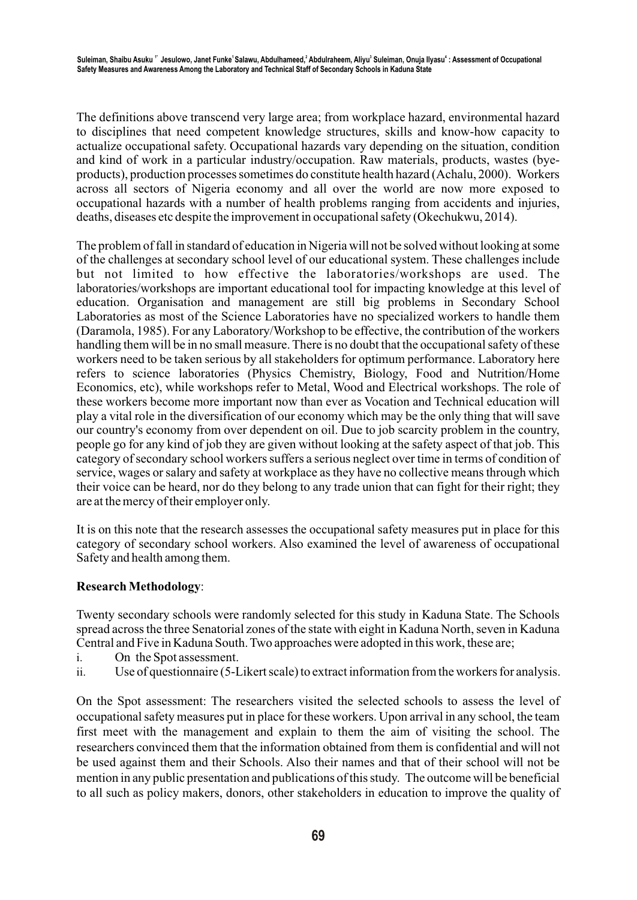The definitions above transcend very large area; from workplace hazard, environmental hazard to disciplines that need competent knowledge structures, skills and know-how capacity to actualize occupational safety. Occupational hazards vary depending on the situation, condition and kind of work in a particular industry/occupation. Raw materials, products, wastes (bye-products), production processes sometimes do constitute health hazard (Achalu, 2000). Workers across all sectors of Nigeria economy and all over the world are now more exposed to occupational hazards with a number of health problems ranging from accidents and injuries, deaths, diseases etc despite the improvement in occupational safety (Okechukwu, 2014).

The problem of fall in standard of education in Nigeria will not be solved without looking at some of the challenges at secondary school level of our educational system. These challenges include but not limited to how effective the laboratories/workshops are used. The laboratories/workshops are important educational tool for impacting knowledge at this level of education. Organisation and management are still big problems in Secondary School Laboratories as most of the Science Laboratories have no specialized workers to handle them (Daramola, 1985). For any Laboratory/Workshop to be effective, the contribution of the workers handling them will be in no small measure. There is no doubt that the occupational safety of these workers need to be taken serious by all stakeholders for optimum performance. Laboratory here refers to science laboratories (Physics Chemistry, Biology, Food and Nutrition/Home Economics, etc), while workshops refer to Metal, Wood and Electrical workshops. The role of these workers become more important now than ever as Vocation and Technical education will play a vital role in the diversification of our economy which may be the only thing that will save our country's economy from over dependent on oil. Due to job scarcity problem in the country, people go for any kind of job they are given without looking at the safety aspect of that job. This category of secondary school workers suffers a serious neglect over time in terms of condition of service, wages or salary and safety at workplace as they have no collective means through which their voice can be heard, nor do they belong to any trade union that can fight for their right; they are at the mercy of their employer only.

It is on this note that the research assesses the occupational safety measures put in place for this category of secondary school workers. Also examined the level of awareness of occupational Safety and health among them.

**Research Methodology**:

Twenty secondary schools were randomly selected for this study in Kaduna State. The Schools spread across the three Senatorial zones of the state with eight in Kaduna North, seven in Kaduna Central and Five in Kaduna South. Two approaches were adopted in this work, these are;

i. On the Spot assessment.
ii. Use of questionnaire (5-Likert scale) to extract information from the workers for analysis.

On the Spot assessment: The researchers visited the selected schools to assess the level of occupational safety measures put in place for these workers. Upon arrival in any school, the team first meet with the management and explain to them the aim of visiting the school. The researchers convinced them that the information obtained from them is confidential and will not be used against them and their Schools. Also their names and that of their school will not be mention in any public presentation and publications of this study. The outcome will be beneficial to all such as policy makers, donors, other stakeholders in education to improve the quality of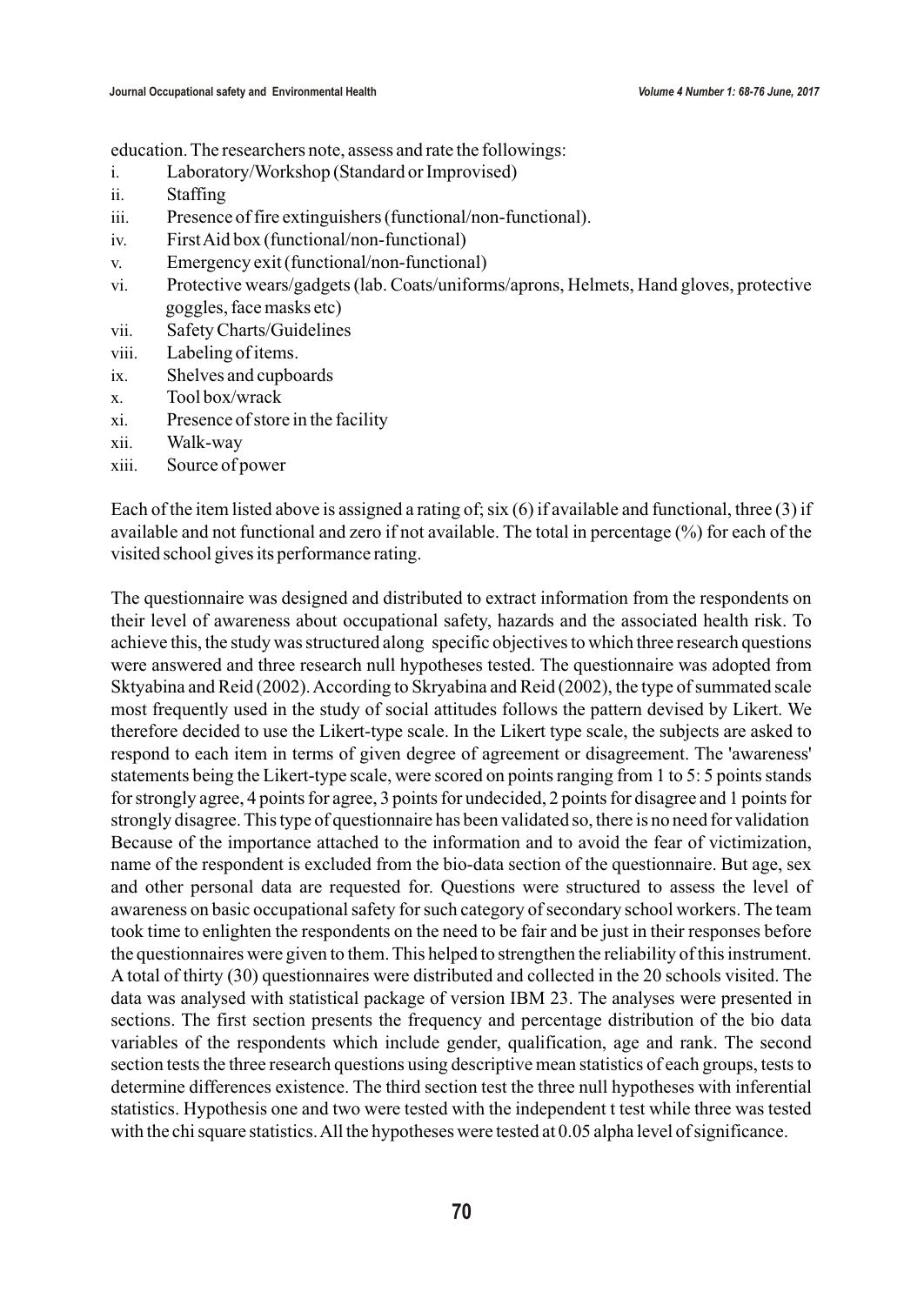education. The researchers note, assess and rate the followings:

i. Laboratory/Workshop (Standard or Improvised)
ii. Staffing
iii. Presence of fire extinguishers (functional/non-functional).
iv. First Aid box (functional/non-functional)
v. Emergency exit (functional/non-functional)
vi. Protective wears/gadgets (lab. Coats/uniforms/aprons, Helmets, Hand gloves, protective goggles, face masks etc)
vii. Safety Charts/Guidelines
viii. Labeling of items.
ix. Shelves and cupboards
x. Tool box/wrack
xi. Presence of store in the facility
xii. Walk-way
xiii. Source of power

Each of the item listed above is assigned a rating of; six (6) if available and functional, three (3) if available and not functional and zero if not available. The total in percentage (%) for each of the visited school gives its performance rating.

The questionnaire was designed and distributed to extract information from the respondents on their level of awareness about occupational safety, hazards and the associated health risk. To achieve this, the study was structured along specific objectives to which three research questions were answered and three research null hypotheses tested. The questionnaire was adopted from Sktyabina and Reid (2002). According to Skryabina and Reid (2002), the type of summated scale most frequently used in the study of social attitudes follows the pattern devised by Likert. We therefore decided to use the Likert-type scale. In the Likert type scale, the subjects are asked to respond to each item in terms of given degree of agreement or disagreement. The 'awareness' statements being the Likert-type scale, were scored on points ranging from 1 to 5: 5 points stands for strongly agree, 4 points for agree, 3 points for undecided, 2 points for disagree and 1 points for strongly disagree. This type of questionnaire has been validated so, there is no need for validation Because of the importance attached to the information and to avoid the fear of victimization, name of the respondent is excluded from the bio-data section of the questionnaire. But age, sex and other personal data are requested for. Questions were structured to assess the level of awareness on basic occupational safety for such category of secondary school workers. The team took time to enlighten the respondents on the need to be fair and be just in their responses before the questionnaires were given to them. This helped to strengthen the reliability of this instrument. A total of thirty (30) questionnaires were distributed and collected in the 20 schools visited. The data was analysed with statistical package of version IBM 23. The analyses were presented in sections. The first section presents the frequency and percentage distribution of the bio data variables of the respondents which include gender, qualification, age and rank. The second section tests the three research questions using descriptive mean statistics of each groups, tests to determine differences existence. The third section test the three null hypotheses with inferential statistics. Hypothesis one and two were tested with the independent t test while three was tested with the chi square statistics. All the hypotheses were tested at 0.05 alpha level of significance.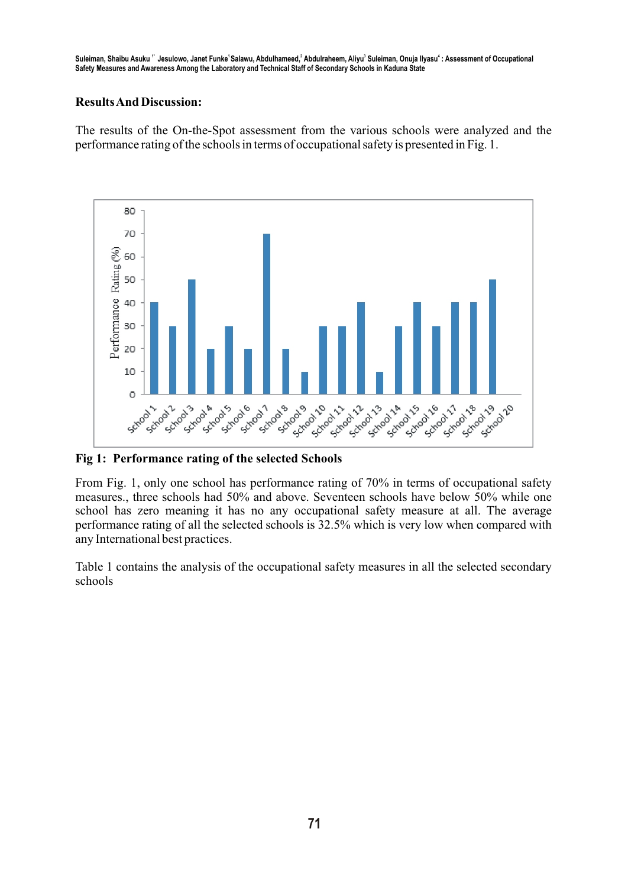**Results And Discussion:**

The results of the On-the-Spot assessment from the various schools were analyzed and the performance rating of the schools in terms of occupational safety is presented in Fig. 1.

**Fig 1: Performance rating of the selected Schools**

From Fig. 1, only one school has performance rating of 70% in terms of occupational safety measures., three schools had 50% and above. Seventeen schools have below 50% while one school has zero meaning it has no any occupational safety measure at all. The average performance rating of all the selected schools is 32.5% which is very low when compared with any International best practices.

Table 1 contains the analysis of the occupational safety measures in all the selected secondary schools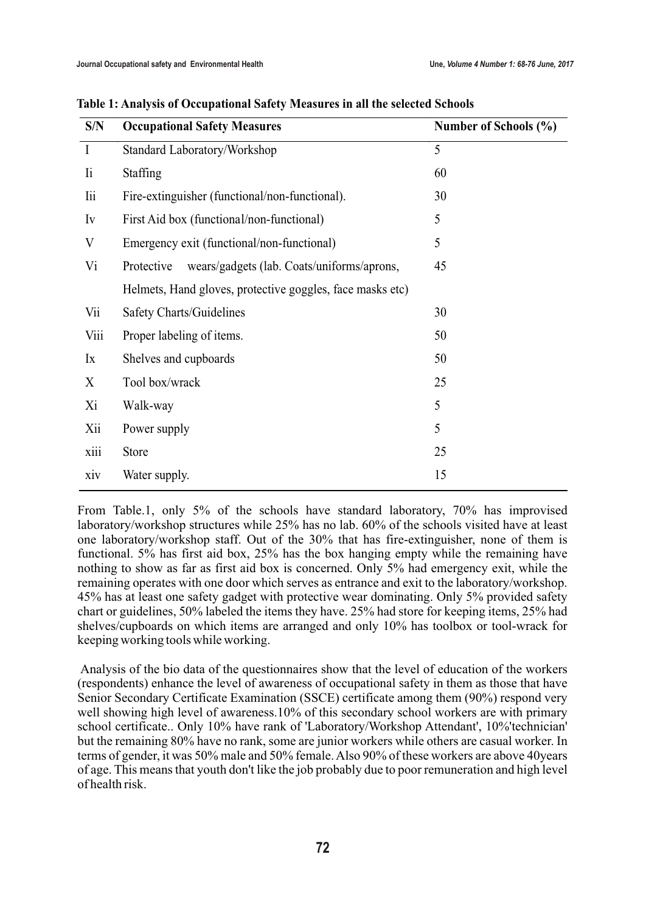**Table 1: Analysis of Occupational Safety Measures in all the selected Schools**

| S/N | Occupational Safety Measures | Number of Schools (%) |
|---|---|---|
| I | Standard Laboratory/Workshop | 5 |
| Ii | Staffing | 60 |
| Iii | Fire-extinguisher (functional/non-functional). | 30 |
| Iv | First Aid box (functional/non-functional) | 5 |
| V | Emergency exit (functional/non-functional) | 5 |
| Vi | Protective wears/gadgets (lab. Coats/uniforms/aprons, Helmets, Hand gloves, protective goggles, face masks etc) | 45 |
| Vii | Safety Charts/Guidelines | 30 |
| Viii | Proper labeling of items. | 50 |
| Ix | Shelves and cupboards | 50 |
| X | Tool box/wrack | 25 |
| Xi | Walk-way | 5 |
| Xii | Power supply | 5 |
| xiii | Store | 25 |
| xiv | Water supply. | 15 |

From Table.1, only 5% of the schools have standard laboratory, 70% has improvised laboratory/workshop structures while 25% has no lab. 60% of the schools visited have at least one laboratory/workshop staff. Out of the 30% that has fire-extinguisher, none of them is functional. 5% has first aid box, 25% has the box hanging empty while the remaining have nothing to show as far as first aid box is concerned. Only 5% had emergency exit, while the remaining operates with one door which serves as entrance and exit to the laboratory/workshop. 45% has at least one safety gadget with protective wear dominating. Only 5% provided safety chart or guidelines, 50% labeled the items they have. 25% had store for keeping items, 25% had shelves/cupboards on which items are arranged and only 10% has toolbox or tool-wrack for keeping working tools while working.

Analysis of the bio data of the questionnaires show that the level of education of the workers (respondents) enhance the level of awareness of occupational safety in them as those that have Senior Secondary Certificate Examination (SSCE) certificate among them (90%) respond very well showing high level of awareness.10% of this secondary school workers are with primary school certificate.. Only 10% have rank of 'Laboratory/Workshop Attendant', 10%'technician' but the remaining 80% have no rank, some are junior workers while others are casual worker. In terms of gender, it was 50% male and 50% female. Also 90% of these workers are above 40years of age. This means that youth don't like the job probably due to poor remuneration and high level of health risk.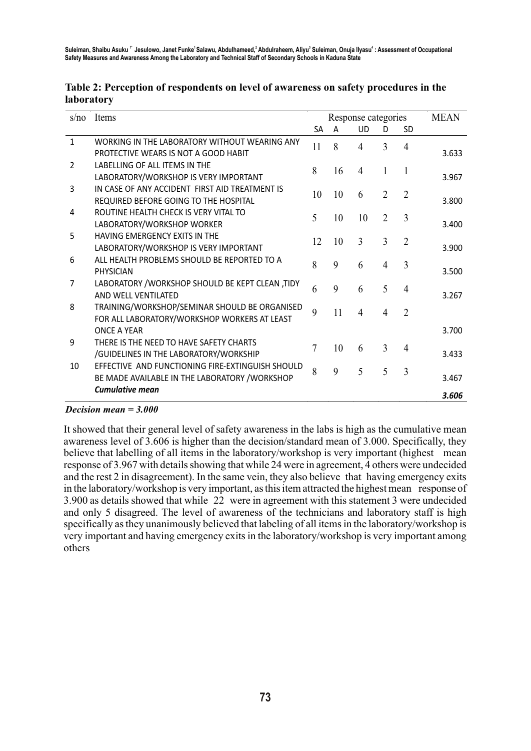**Table 2: Perception of respondents on level of awareness on safety procedures in the laboratory**

| s/no | Items | Response categories | | | | | MEAN |
|---|---|---|---|---|---|---|---|
| | | SA | A | UD | D | SD | |
| 1 | WORKING IN THE LABORATORY WITHOUT WEARING ANY PROTECTIVE WEARS IS NOT A GOOD HABIT | 11 | 8 | 4 | 3 | 4 | 3.633 |
| 2 | LABELLING OF ALL ITEMS IN THE LABORATORY/WORKSHOP IS VERY IMPORTANT | 8 | 16 | 4 | 1 | 1 | 3.967 |
| 3 | IN CASE OF ANY ACCIDENT FIRST AID TREATMENT IS REQUIRED BEFORE GOING TO THE HOSPITAL | 10 | 10 | 6 | 2 | 2 | 3.800 |
| 4 | ROUTINE HEALTH CHECK IS VERY VITAL TO LABORATORY/WORKSHOP WORKER | 5 | 10 | 10 | 2 | 3 | 3.400 |
| 5 | HAVING EMERGENCY EXITS IN THE LABORATORY/WORKSHOP IS VERY IMPORTANT | 12 | 10 | 3 | 3 | 2 | 3.900 |
| 6 | ALL HEALTH PROBLEMS SHOULD BE REPORTED TO A PHYSICIAN | 8 | 9 | 6 | 4 | 3 | 3.500 |
| 7 | LABORATORY /WORKSHOP SHOULD BE KEPT CLEAN ,TIDY AND WELL VENTILATED | 6 | 9 | 6 | 5 | 4 | 3.267 |
| 8 | TRAINING/WORKSHOP/SEMINAR SHOULD BE ORGANISED FOR ALL LABORATORY/WORKSHOP WORKERS AT LEAST ONCE A YEAR | 9 | 11 | 4 | 4 | 2 | 3.700 |
| 9 | THERE IS THE NEED TO HAVE SAFETY CHARTS /GUIDELINES IN THE LABORATORY/WORKSHIP | 7 | 10 | 6 | 3 | 4 | 3.433 |
| 10 | EFFECTIVE AND FUNCTIONING FIRE-EXTINGUISH SHOULD BE MADE AVAILABLE IN THE LABORATORY /WORKSHOP | 8 | 9 | 5 | 5 | 3 | 3.467 |
| | ***Cumulative mean*** | | | | | | ***3.606*** |

***Decision mean = 3.000***

It showed that their general level of safety awareness in the labs is high as the cumulative mean awareness level of 3.606 is higher than the decision/standard mean of 3.000. Specifically, they believe that labelling of all items in the laboratory/workshop is very important (highest mean response of 3.967 with details showing that while 24 were in agreement, 4 others were undecided and the rest 2 in disagreement). In the same vein, they also believe that having emergency exits in the laboratory/workshop is very important, as this item attracted the highest mean response of 3.900 as details showed that while 22 were in agreement with this statement 3 were undecided and only 5 disagreed. The level of awareness of the technicians and laboratory staff is high specifically as they unanimously believed that labeling of all items in the laboratory/workshop is very important and having emergency exits in the laboratory/workshop is very important among others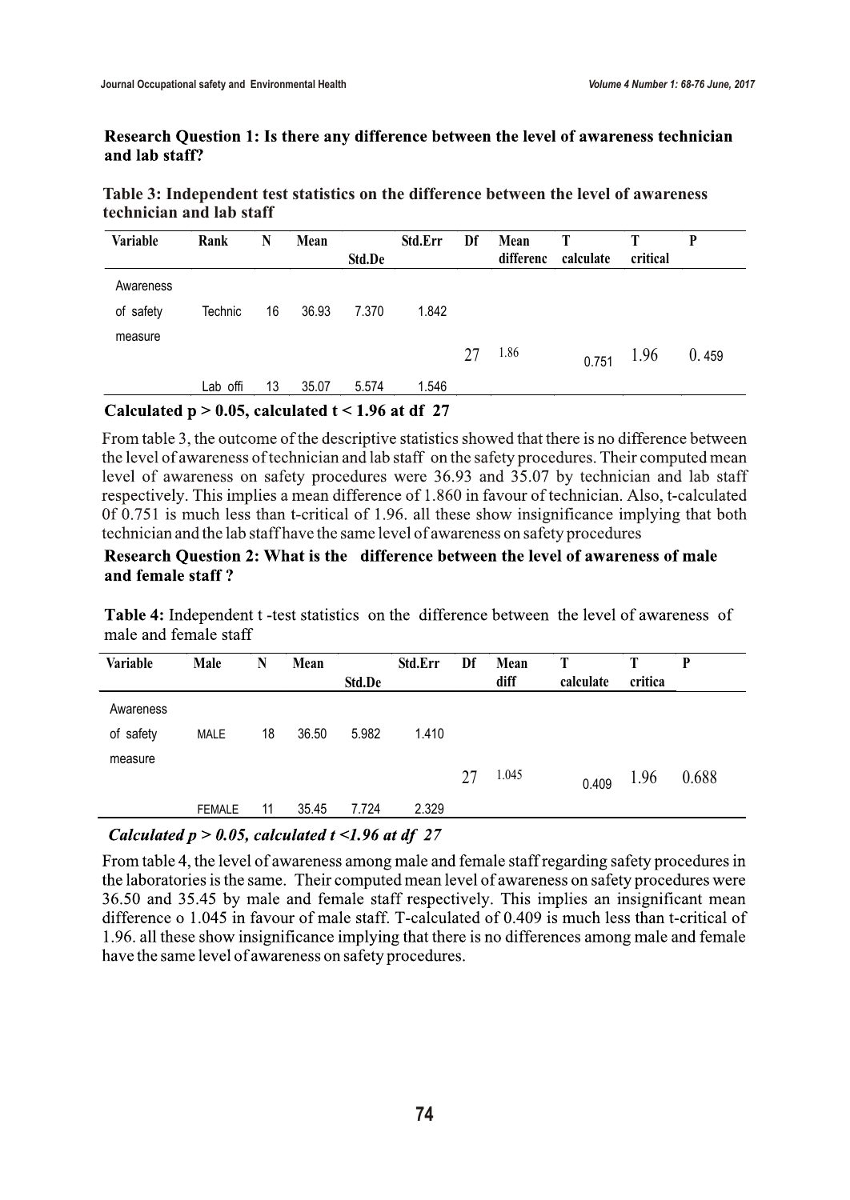**Research Question 1: Is there any difference between the level of awareness technician and lab staff?**

**Table 3: Independent test statistics on the difference between the level of awareness technician and lab staff**

| Variable | Rank | N | Mean | Std.De | Std.Err | Df | Mean differenc | T calculate | T critical | P |
|---|---|---|---|---|---|---|---|---|---|---|
| Awareness of safety measure | Technic | 16 | 36.93 | 7.370 | 1.842 | 27 | 1.86 | 0.751 | 1.96 | 0. 459 |
| | Lab offi | 13 | 35.07 | 5.574 | 1.546 | | | | | |

**Calculated p > 0.05, calculated t < 1.96 at df 27**

From table 3, the outcome of the descriptive statistics showed that there is no difference between the level of awareness of technician and lab staff on the safety procedures. Their computed mean level of awareness on safety procedures were 36.93 and 35.07 by technician and lab staff respectively. This implies a mean difference of 1.860 in favour of technician. Also, t-calculated 0f 0.751 is much less than t-critical of 1.96. all these show insignificance implying that both technician and the lab staff have the same level of awareness on safety procedures

**Research Question 2: What is the difference between the level of awareness of male and female staff ?**

**Table 4:** Independent t -test statistics on the difference between the level of awareness of male and female staff

| Variable | Male | N | Mean | Std.De | Std.Err | Df | Mean diff | T calculate | T critica | P |
|---|---|---|---|---|---|---|---|---|---|---|
| Awareness of safety measure | MALE | 18 | 36.50 | 5.982 | 1.410 | 27 | 1.045 | 0.409 | 1.96 | 0.688 |
| | FEMALE | 11 | 35.45 | 7.724 | 2.329 | | | | | |

***Calculated p > 0.05, calculated t <1.96 at df 27***

From table 4, the level of awareness among male and female staff regarding safety procedures in the laboratories is the same. Their computed mean level of awareness on safety procedures were 36.50 and 35.45 by male and female staff respectively. This implies an insignificant mean difference o 1.045 in favour of male staff. T-calculated of 0.409 is much less than t-critical of 1.96. all these show insignificance implying that there is no differences among male and female have the same level of awareness on safety procedures.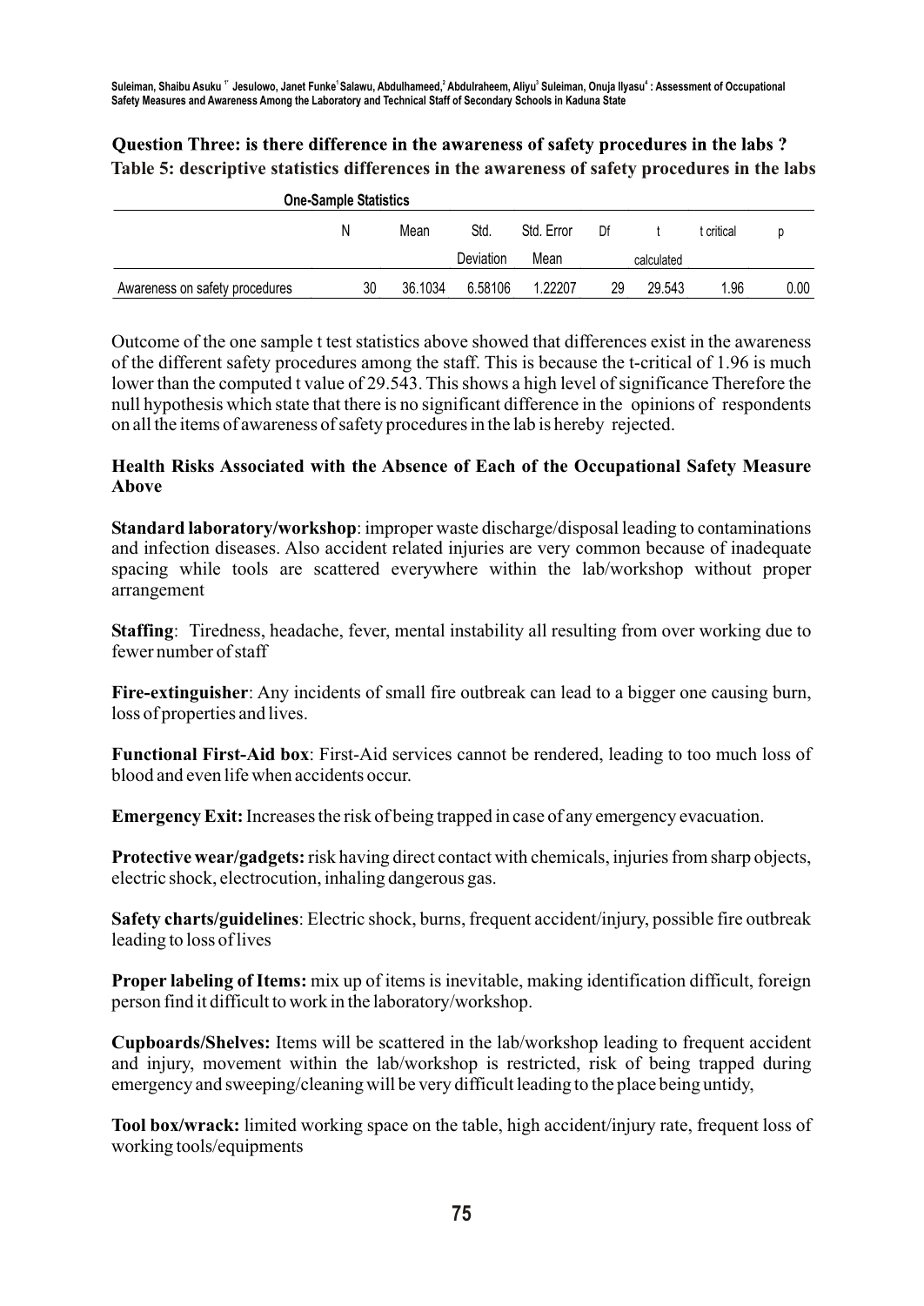**Question Three: is there difference in the awareness of safety procedures in the labs ?**

**Table 5: descriptive statistics differences in the awareness of safety procedures in the labs**

One-Sample Statistics

| | N | Mean | Std. Deviation | Std. Error Mean | Df | t calculated | t critical | p |
|---|---|---|---|---|---|---|---|---|
| Awareness on safety procedures | 30 | 36.1034 | 6.58106 | 1.22207 | 29 | 29.543 | 1.96 | 0.00 |

Outcome of the one sample t test statistics above showed that differences exist in the awareness of the different safety procedures among the staff. This is because the t-critical of 1.96 is much lower than the computed t value of 29.543. This shows a high level of significance Therefore the null hypothesis which state that there is no significant difference in the opinions of respondents on all the items of awareness of safety procedures in the lab is hereby rejected.

**Health Risks Associated with the Absence of Each of the Occupational Safety Measure Above**

**Standard laboratory/workshop**: improper waste discharge/disposal leading to contaminations and infection diseases. Also accident related injuries are very common because of inadequate spacing while tools are scattered everywhere within the lab/workshop without proper arrangement

**Staffing**: Tiredness, headache, fever, mental instability all resulting from over working due to fewer number of staff

**Fire-extinguisher**: Any incidents of small fire outbreak can lead to a bigger one causing burn, loss of properties and lives.

**Functional First-Aid box**: First-Aid services cannot be rendered, leading to too much loss of blood and even life when accidents occur.

**Emergency Exit:** Increases the risk of being trapped in case of any emergency evacuation.

**Protective wear/gadgets:** risk having direct contact with chemicals, injuries from sharp objects, electric shock, electrocution, inhaling dangerous gas.

**Safety charts/guidelines**: Electric shock, burns, frequent accident/injury, possible fire outbreak leading to loss of lives

**Proper labeling of Items:** mix up of items is inevitable, making identification difficult, foreign person find it difficult to work in the laboratory/workshop.

**Cupboards/Shelves:** Items will be scattered in the lab/workshop leading to frequent accident and injury, movement within the lab/workshop is restricted, risk of being trapped during emergency and sweeping/cleaning will be very difficult leading to the place being untidy,

**Tool box/wrack:** limited working space on the table, high accident/injury rate, frequent loss of working tools/equipments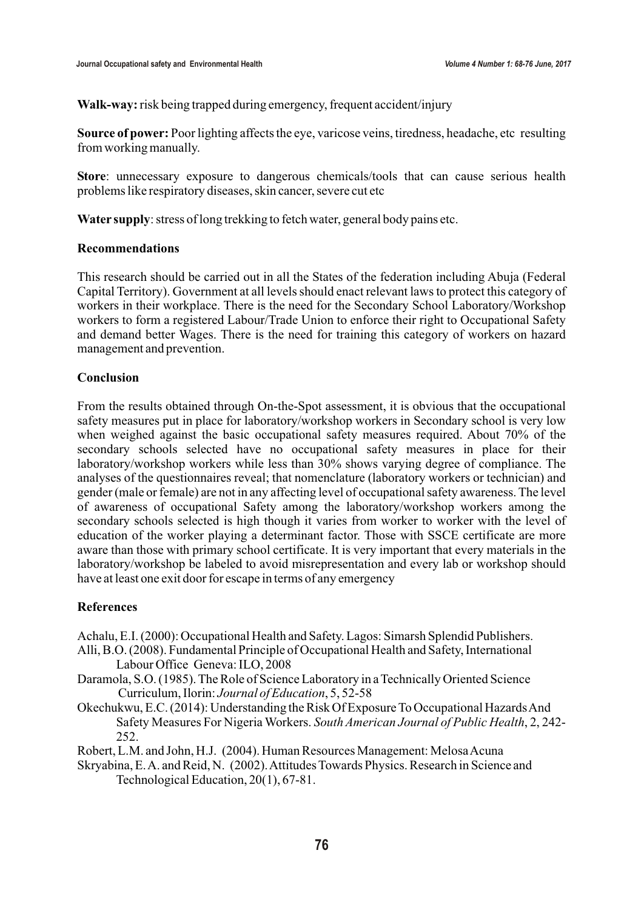**Walk-way:** risk being trapped during emergency, frequent accident/injury

**Source of power:** Poor lighting affects the eye, varicose veins, tiredness, headache, etc resulting from working manually.

**Store**: unnecessary exposure to dangerous chemicals/tools that can cause serious health problems like respiratory diseases, skin cancer, severe cut etc

**Water supply**: stress of long trekking to fetch water, general body pains etc.

## Recommendations

This research should be carried out in all the States of the federation including Abuja (Federal Capital Territory). Government at all levels should enact relevant laws to protect this category of workers in their workplace. There is the need for the Secondary School Laboratory/Workshop workers to form a registered Labour/Trade Union to enforce their right to Occupational Safety and demand better Wages. There is the need for training this category of workers on hazard management and prevention.

## Conclusion

From the results obtained through On-the-Spot assessment, it is obvious that the occupational safety measures put in place for laboratory/workshop workers in Secondary school is very low when weighed against the basic occupational safety measures required. About 70% of the secondary schools selected have no occupational safety measures in place for their laboratory/workshop workers while less than 30% shows varying degree of compliance. The analyses of the questionnaires reveal; that nomenclature (laboratory workers or technician) and gender (male or female) are not in any affecting level of occupational safety awareness. The level of awareness of occupational Safety among the laboratory/workshop workers among the secondary schools selected is high though it varies from worker to worker with the level of education of the worker playing a determinant factor. Those with SSCE certificate are more aware than those with primary school certificate. It is very important that every materials in the laboratory/workshop be labeled to avoid misrepresentation and every lab or workshop should have at least one exit door for escape in terms of any emergency

## References

Achalu, E.I. (2000): Occupational Health and Safety. Lagos: Simarsh Splendid Publishers.

Alli, B.O. (2008). Fundamental Principle of Occupational Health and Safety, International Labour Office Geneva: ILO, 2008

Daramola, S.O. (1985). The Role of Science Laboratory in a Technically Oriented Science Curriculum, Ilorin: *Journal of Education*, 5, 52-58

Okechukwu, E.C. (2014): Understanding the Risk Of Exposure To Occupational Hazards And Safety Measures For Nigeria Workers. *South American Journal of Public Health*, 2, 242-252.

Robert, L.M. and John, H.J. (2004). Human Resources Management: Melosa Acuna

Skryabina, E. A. and Reid, N. (2002). Attitudes Towards Physics. Research in Science and Technological Education, 20(1), 67-81.